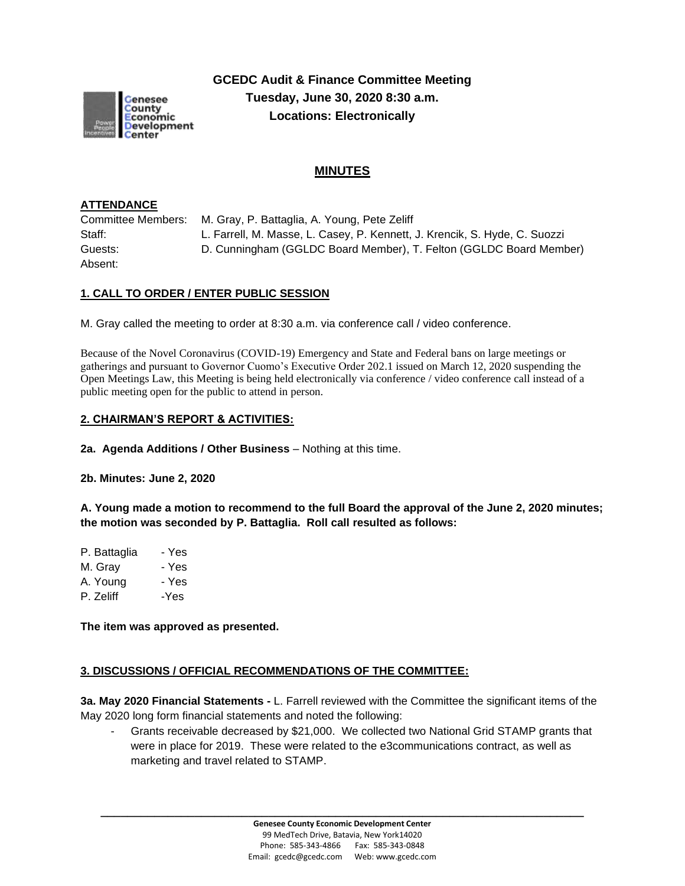# GCEDC Audit & Finance Committee Meeting
**Tuesday, June 30, 2020 8:30 a.m.**
**Locations: Electronically**

## MINUTES

### ATTENDANCE

Committee Members: M. Gray, P. Battaglia, A. Young, Pete Zeliff
Staff: L. Farrell, M. Masse, L. Casey, P. Kennett, J. Krencik, S. Hyde, C. Suozzi
Guests: D. Cunningham (GGLDC Board Member), T. Felton (GGLDC Board Member)
Absent:

### 1. CALL TO ORDER / ENTER PUBLIC SESSION

M. Gray called the meeting to order at 8:30 a.m. via conference call / video conference.

Because of the Novel Coronavirus (COVID-19) Emergency and State and Federal bans on large meetings or gatherings and pursuant to Governor Cuomo's Executive Order 202.1 issued on March 12, 2020 suspending the Open Meetings Law, this Meeting is being held electronically via conference / video conference call instead of a public meeting open for the public to attend in person.

### 2. CHAIRMAN'S REPORT & ACTIVITIES:

**2a. Agenda Additions / Other Business** – Nothing at this time.

**2b. Minutes: June 2, 2020**

**A. Young made a motion to recommend to the full Board the approval of the June 2, 2020 minutes; the motion was seconded by P. Battaglia. Roll call resulted as follows:**

P. Battaglia - Yes
M. Gray - Yes
A. Young - Yes
P. Zeliff -Yes

**The item was approved as presented.**

### 3. DISCUSSIONS / OFFICIAL RECOMMENDATIONS OF THE COMMITTEE:

**3a. May 2020 Financial Statements -** L. Farrell reviewed with the Committee the significant items of the May 2020 long form financial statements and noted the following:

- Grants receivable decreased by $21,000. We collected two National Grid STAMP grants that were in place for 2019. These were related to the e3communications contract, as well as marketing and travel related to STAMP.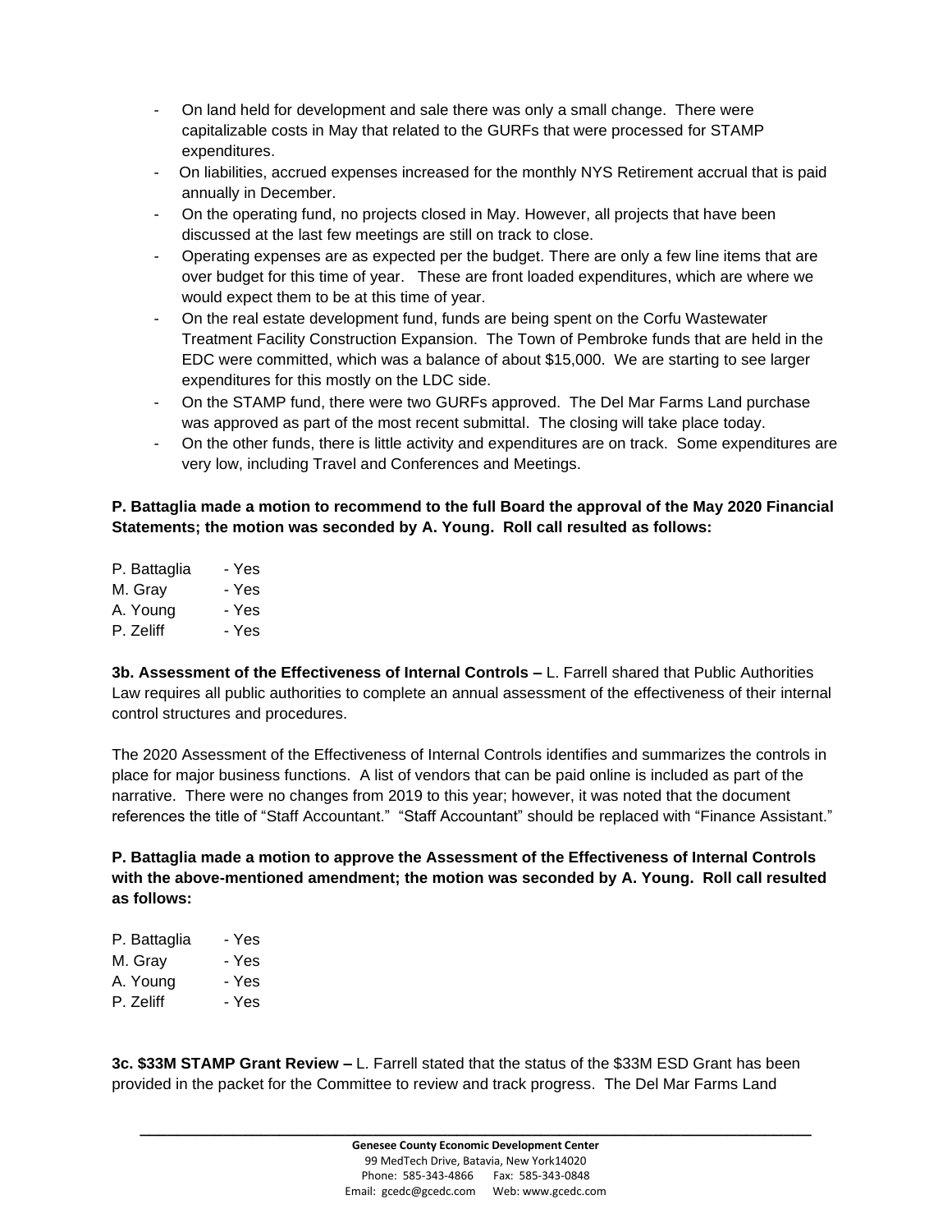- On land held for development and sale there was only a small change. There were capitalizable costs in May that related to the GURFs that were processed for STAMP expenditures.
- On liabilities, accrued expenses increased for the monthly NYS Retirement accrual that is paid annually in December.
- On the operating fund, no projects closed in May. However, all projects that have been discussed at the last few meetings are still on track to close.
- Operating expenses are as expected per the budget. There are only a few line items that are over budget for this time of year. These are front loaded expenditures, which are where we would expect them to be at this time of year.
- On the real estate development fund, funds are being spent on the Corfu Wastewater Treatment Facility Construction Expansion. The Town of Pembroke funds that are held in the EDC were committed, which was a balance of about $15,000. We are starting to see larger expenditures for this mostly on the LDC side.
- On the STAMP fund, there were two GURFs approved. The Del Mar Farms Land purchase was approved as part of the most recent submittal. The closing will take place today.
- On the other funds, there is little activity and expenditures are on track. Some expenditures are very low, including Travel and Conferences and Meetings.

**P. Battaglia made a motion to recommend to the full Board the approval of the May 2020 Financial Statements; the motion was seconded by A. Young. Roll call resulted as follows:**

P. Battaglia - Yes
M. Gray - Yes
A. Young - Yes
P. Zeliff - Yes

**3b. Assessment of the Effectiveness of Internal Controls –** L. Farrell shared that Public Authorities Law requires all public authorities to complete an annual assessment of the effectiveness of their internal control structures and procedures.

The 2020 Assessment of the Effectiveness of Internal Controls identifies and summarizes the controls in place for major business functions. A list of vendors that can be paid online is included as part of the narrative. There were no changes from 2019 to this year; however, it was noted that the document references the title of "Staff Accountant." "Staff Accountant" should be replaced with "Finance Assistant."

**P. Battaglia made a motion to approve the Assessment of the Effectiveness of Internal Controls with the above-mentioned amendment; the motion was seconded by A. Young. Roll call resulted as follows:**

P. Battaglia - Yes
M. Gray - Yes
A. Young - Yes
P. Zeliff - Yes

**3c. $33M STAMP Grant Review –** L. Farrell stated that the status of the $33M ESD Grant has been provided in the packet for the Committee to review and track progress. The Del Mar Farms Land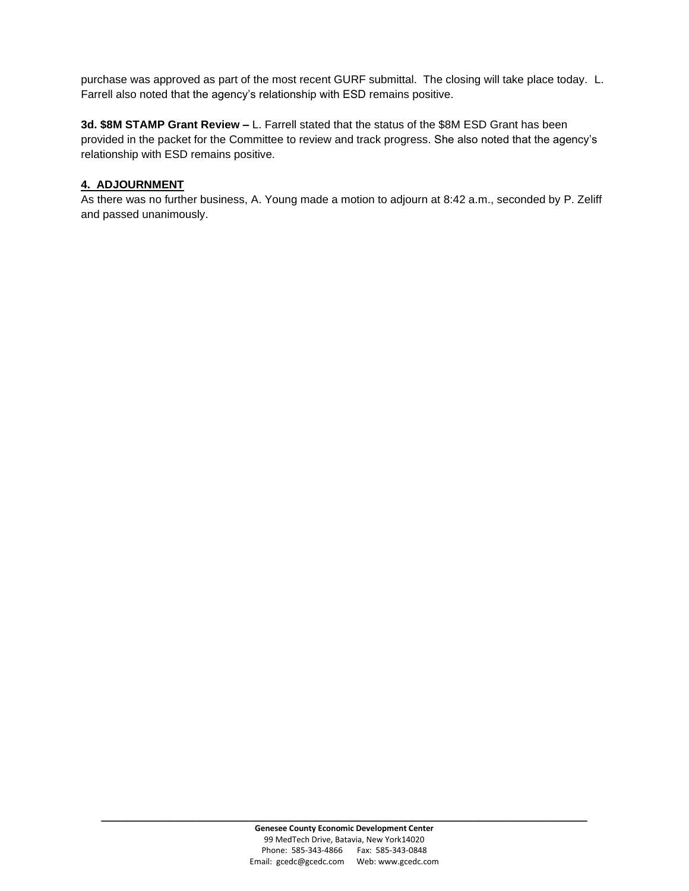purchase was approved as part of the most recent GURF submittal. The closing will take place today. L. Farrell also noted that the agency's relationship with ESD remains positive.

**3d. $8M STAMP Grant Review –** L. Farrell stated that the status of the $8M ESD Grant has been provided in the packet for the Committee to review and track progress. She also noted that the agency's relationship with ESD remains positive.

## 4. ADJOURNMENT

As there was no further business, A. Young made a motion to adjourn at 8:42 a.m., seconded by P. Zeliff and passed unanimously.